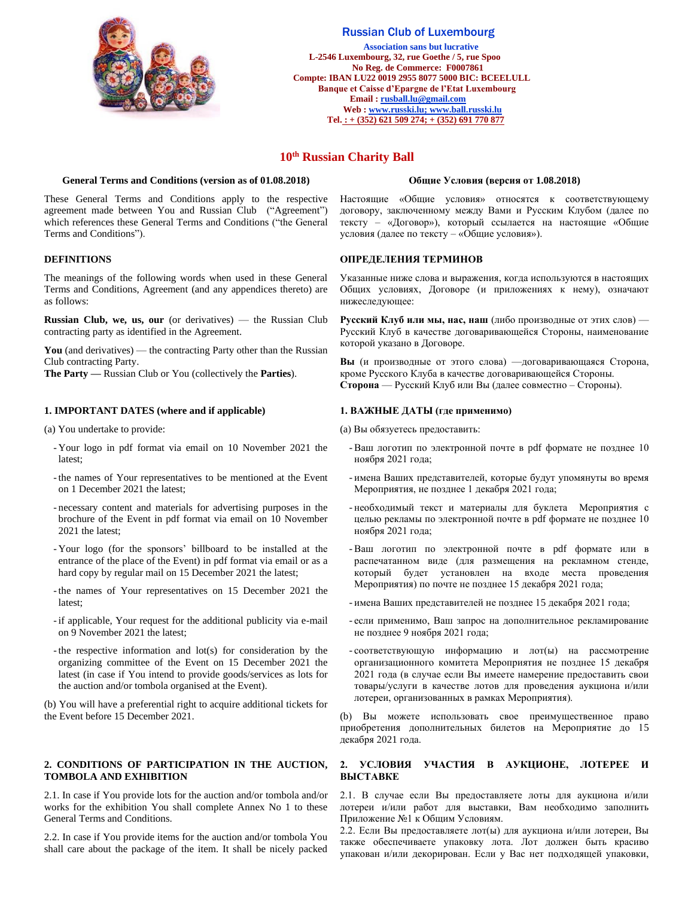## Russian Club of Luxembourg

**Association sans but lucrative**
**L-2546 Luxembourg, 32, rue Goethe / 5, rue Spoo**
**No Reg. de Commerce: F0007861**
**Compte: IBAN LU22 0019 2955 8077 5000 BIC: BCEELULL**
**Banque et Caisse d'Epargne de l'Etat Luxembourg**
**Email : rusball.lu@gmail.com**
**Web : www.russki.lu; www.ball.russki.lu**
**Tel. : + (352) 621 509 274; + (352) 691 770 877**

# 10th Russian Charity Ball

### General Terms and Conditions (version as of 01.08.2018)

These General Terms and Conditions apply to the respective agreement made between You and Russian Club ("Agreement") which references these General Terms and Conditions ("the General Terms and Conditions").

### DEFINITIONS

The meanings of the following words when used in these General Terms and Conditions, Agreement (and any appendices thereto) are as follows:

**Russian Club, we, us, our** (or derivatives) — the Russian Club contracting party as identified in the Agreement.

**You** (and derivatives) — the contracting Party other than the Russian Club contracting Party.
**The Party —** Russian Club or You (collectively the **Parties**).

### 1. IMPORTANT DATES (where and if applicable)

(a) You undertake to provide:

- Your logo in pdf format via email on 10 November 2021 the latest;
- the names of Your representatives to be mentioned at the Event on 1 December 2021 the latest;
- necessary content and materials for advertising purposes in the brochure of the Event in pdf format via email on 10 November 2021 the latest;
- Your logo (for the sponsors' billboard to be installed at the entrance of the place of the Event) in pdf format via email or as a hard copy by regular mail on 15 December 2021 the latest;
- the names of Your representatives on 15 December 2021 the latest;
- if applicable, Your request for the additional publicity via e-mail on 9 November 2021 the latest;
- the respective information and lot(s) for consideration by the organizing committee of the Event on 15 December 2021 the latest (in case if You intend to provide goods/services as lots for the auction and/or tombola organised at the Event).

(b) You will have a preferential right to acquire additional tickets for the Event before 15 December 2021.

### 2. CONDITIONS OF PARTICIPATION IN THE AUCTION, TOMBOLA AND EXHIBITION

2.1. In case if You provide lots for the auction and/or tombola and/or works for the exhibition You shall complete Annex No 1 to these General Terms and Conditions.

2.2. In case if You provide items for the auction and/or tombola You shall care about the package of the item. It shall be nicely packed

### Общие Условия (версия от 1.08.2018)

Настоящие «Общие условия» относятся к соответствующему договору, заключенному между Вами и Русским Клубом (далее по тексту – «Договор»), который ссылается на настоящие «Общие условия (далее по тексту – «Общие условия»).

### ОПРЕДЕЛЕНИЯ ТЕРМИНОВ

Указанные ниже слова и выражения, когда используются в настоящих Общих условиях, Договоре (и приложениях к нему), означают нижеследующее:

**Русский Клуб или мы, нас, наш** (либо производные от этих слов) — Русский Клуб в качестве договаривающейся Стороны, наименование которой указано в Договоре.

**Вы** (и производные от этого слова) —договаривающаяся Сторона, кроме Русского Клуба в качестве договаривающейся Стороны.
**Сторона** — Русский Клуб или Вы (далее совместно – Стороны).

### 1. ВАЖНЫЕ ДАТЫ (где применимо)

(а) Вы обязуетесь предоставить:

- Ваш логотип по электронной почте в pdf формате не позднее 10 ноября 2021 года;
- имена Ваших представителей, которые будут упомянуты во время Мероприятия, не позднее 1 декабря 2021 года;
- необходимый текст и материалы для буклета Мероприятия с целью рекламы по электронной почте в pdf формате не позднее 10 ноября 2021 года;
- Ваш логотип по электронной почте в pdf формате или в распечатанном виде (для размещения на рекламном стенде, который будет установлен на входе места проведения Мероприятия) по почте не позднее 15 декабря 2021 года;
- имена Ваших представителей не позднее 15 декабря 2021 года;
- если применимо, Ваш запрос на дополнительное рекламирование не позднее 9 ноября 2021 года;
- соответствующую информацию и лот(ы) на рассмотрение организационного комитета Мероприятия не позднее 15 декабря 2021 года (в случае если Вы имеете намерение предоставить свои товары/услуги в качестве лотов для проведения аукциона и/или лотереи, организованных в рамках Мероприятия).

(b) Вы можете использовать свое преимущественное право приобретения дополнительных билетов на Мероприятие до 15 декабря 2021 года.

### 2. УСЛОВИЯ УЧАСТИЯ В АУКЦИОНЕ, ЛОТЕРЕЕ И ВЫСТАВКЕ

2.1. В случае если Вы предоставляете лоты для аукциона и/или лотереи и/или работ для выставки, Вам необходимо заполнить Приложение №1 к Общим Условиям.
2.2. Если Вы предоставляете лот(ы) для аукциона и/или лотереи, Вы также обеспечиваете упаковку лота. Лот должен быть красиво упакован и/или декорирован. Если у Вас нет подходящей упаковки,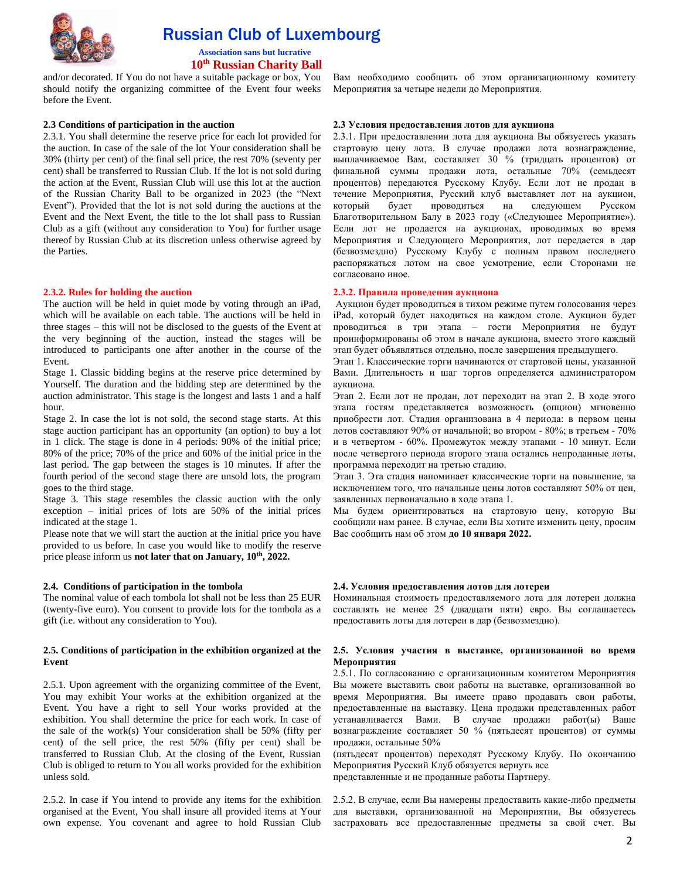and/or decorated. If You do not have a suitable package or box, You should notify the organizing committee of the Event four weeks before the Event.

Вам необходимо сообщить об этом организационному комитету Мероприятия за четыре недели до Мероприятия.

**2.3 Conditions of participation in the auction**

2.3.1. You shall determine the reserve price for each lot provided for the auction. In case of the sale of the lot Your consideration shall be 30% (thirty per cent) of the final sell price, the rest 70% (seventy per cent) shall be transferred to Russian Club. If the lot is not sold during the action at the Event, Russian Club will use this lot at the auction of the Russian Charity Ball to be organized in 2023 (the "Next Event"). Provided that the lot is not sold during the auctions at the Event and the Next Event, the title to the lot shall pass to Russian Club as a gift (without any consideration to You) for further usage thereof by Russian Club at its discretion unless otherwise agreed by the Parties.

**2.3 Условия предоставления лотов для аукциона**

2.3.1. При предоставлении лота для аукциона Вы обязуетесь указать стартовую цену лота. В случае продажи лота вознаграждение, выплачиваемое Вам, составляет 30 % (тридцать процентов) от финальной суммы продажи лота, остальные 70% (семьдесят процентов) передаются Русскому Клубу. Если лот не продан в течение Мероприятия, Русский клуб выставляет лот на аукцион, который будет проводиться на следующем Русском Благотворительном Балу в 2023 году («Следующее Мероприятие»). Если лот не продается на аукционах, проводимых во время Мероприятия и Следующего Мероприятия, лот передается в дар (безвозмездно) Русскому Клубу с полным правом последнего распоряжаться лотом на свое усмотрение, если Сторонами не согласовано иное.

**2.3.2. Rules for holding the auction**

The auction will be held in quiet mode by voting through an iPad, which will be available on each table. The auctions will be held in three stages – this will not be disclosed to the guests of the Event at the very beginning of the auction, instead the stages will be introduced to participants one after another in the course of the Event.

Stage 1. Classic bidding begins at the reserve price determined by Yourself. The duration and the bidding step are determined by the auction administrator. This stage is the longest and lasts 1 and a half hour.

Stage 2. In case the lot is not sold, the second stage starts. At this stage auction participant has an opportunity (an option) to buy a lot in 1 click. The stage is done in 4 periods: 90% of the initial price; 80% of the price; 70% of the price and 60% of the initial price in the last period. The gap between the stages is 10 minutes. If after the fourth period of the second stage there are unsold lots, the program goes to the third stage.

Stage 3. This stage resembles the classic auction with the only exception – initial prices of lots are 50% of the initial prices indicated at the stage 1.

Please note that we will start the auction at the initial price you have provided to us before. In case you would like to modify the reserve price please inform us **not later that on January, 10th, 2022.**

**2.3.2. Правила проведения аукциона**

Аукцион будет проводиться в тихом режиме путем голосования через iPad, который будет находиться на каждом столе. Аукцион будет проводиться в три этапа – гости Мероприятия не будут проинформированы об этом в начале аукциона, вместо этого каждый этап будет объявляться отдельно, после завершения предыдущего.

Этап 1. Классические торги начинаются от стартовой цены, указанной Вами. Длительность и шаг торгов определяется администратором аукциона.

Этап 2. Если лот не продан, лот переходит на этап 2. В ходе этого этапа гостям представляется возможность (опцион) мгновенно приобрести лот. Стадия организована в 4 периода: в первом цены лотов составляют 90% от начальной; во втором - 80%; в третьем - 70% и в четвертом - 60%. Промежуток между этапами - 10 минут. Если после четвертого периода второго этапа остались непроданные лоты, программа переходит на третью стадию.

Этап 3. Эта стадия напоминает классические торги на повышение, за исключением того, что начальные цены лотов составляют 50% от цен, заявленных первоначально в ходе этапа 1.

Мы будем ориентироваться на стартовую цену, которую Вы сообщили нам ранее. В случае, если Вы хотите изменить цену, просим Вас сообщить нам об этом **до 10 января 2022.**

**2.4. Conditions of participation in the tombola**

The nominal value of each tombola lot shall not be less than 25 EUR (twenty-five euro). You consent to provide lots for the tombola as a gift (i.e. without any consideration to You).

**2.4. Условия предоставления лотов для лотереи**

Номинальная стоимость предоставляемого лота для лотереи должна составлять не менее 25 (двадцати пяти) евро. Вы соглашаетесь предоставить лоты для лотереи в дар (безвозмездно).

**2.5. Conditions of participation in the exhibition organized at the Event**

2.5.1. Upon agreement with the organizing committee of the Event, You may exhibit Your works at the exhibition organized at the Event. You have a right to sell Your works provided at the exhibition. You shall determine the price for each work. In case of the sale of the work(s) Your consideration shall be 50% (fifty per cent) of the sell price, the rest 50% (fifty per cent) shall be transferred to Russian Club. At the closing of the Event, Russian Club is obliged to return to You all works provided for the exhibition unless sold.

2.5.2. In case if You intend to provide any items for the exhibition organised at the Event, You shall insure all provided items at Your own expense. You covenant and agree to hold Russian Club

**2.5. Условия участия в выставке, организованной во время Мероприятия**

2.5.1. По согласованию с организационным комитетом Мероприятия Вы можете выставить свои работы на выставке, организованной во время Мероприятия. Вы имеете право продавать свои работы, представленные на выставку. Цена продажи представленных работ устанавливается Вами. В случае продажи работ(ы) Ваше вознаграждение составляет 50 % (пятьдесят процентов) от суммы продажи, остальные 50% (пятьдесят процентов) переходят Русскому Клубу. По окончанию Мероприятия Русский Клуб обязуется вернуть все представленные и не проданные работы Партнеру.

2.5.2. В случае, если Вы намерены предоставить какие-либо предметы для выставки, организованной на Мероприятии, Вы обязуетесь застраховать все предоставленные предметы за свой счет. Вы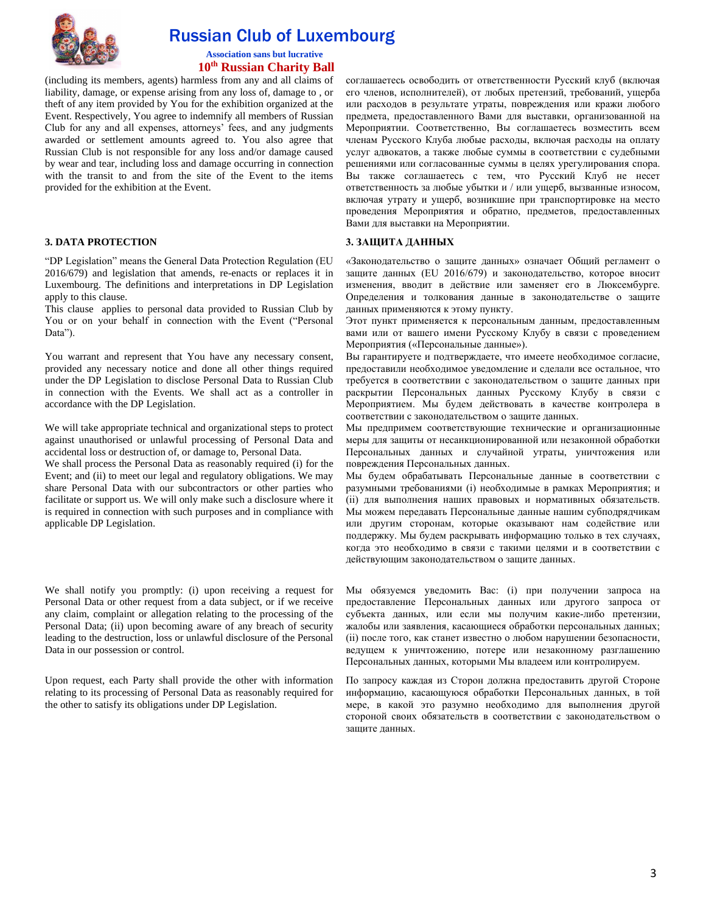(including its members, agents) harmless from any and all claims of liability, damage, or expense arising from any loss of, damage to , or theft of any item provided by You for the exhibition organized at the Event. Respectively, You agree to indemnify all members of Russian Club for any and all expenses, attorneys' fees, and any judgments awarded or settlement amounts agreed to. You also agree that Russian Club is not responsible for any loss and/or damage caused by wear and tear, including loss and damage occurring in connection with the transit to and from the site of the Event to the items provided for the exhibition at the Event.

соглашаетесь освободить от ответственности Русский клуб (включая его членов, исполнителей), от любых претензий, требований, ущерба или расходов в результате утраты, повреждения или кражи любого предмета, предоставленного Вами для выставки, организованной на Мероприятии. Соответственно, Вы соглашаетесь возместить всем членам Русского Клуба любые расходы, включая расходы на оплату услуг адвокатов, а также любые суммы в соответствии с судебными решениями или согласованные суммы в целях урегулирования спора. Вы также соглашаетесь с тем, что Русский Клуб не несет ответственность за любые убытки и / или ущерб, вызванные износом, включая утрату и ущерб, возникшие при транспортировке на место проведения Мероприятия и обратно, предметов, предоставленных Вами для выставки на Мероприятии.

### 3. DATA PROTECTION

"DP Legislation" means the General Data Protection Regulation (EU 2016/679) and legislation that amends, re-enacts or replaces it in Luxembourg. The definitions and interpretations in DP Legislation apply to this clause.

This clause applies to personal data provided to Russian Club by You or on your behalf in connection with the Event ("Personal Data").

You warrant and represent that You have any necessary consent, provided any necessary notice and done all other things required under the DP Legislation to disclose Personal Data to Russian Club in connection with the Events. We shall act as a controller in accordance with the DP Legislation.

We will take appropriate technical and organizational steps to protect against unauthorised or unlawful processing of Personal Data and accidental loss or destruction of, or damage to, Personal Data.

We shall process the Personal Data as reasonably required (i) for the Event; and (ii) to meet our legal and regulatory obligations. We may share Personal Data with our subcontractors or other parties who facilitate or support us. We will only make such a disclosure where it is required in connection with such purposes and in compliance with applicable DP Legislation.

We shall notify you promptly: (i) upon receiving a request for Personal Data or other request from a data subject, or if we receive any claim, complaint or allegation relating to the processing of the Personal Data; (ii) upon becoming aware of any breach of security leading to the destruction, loss or unlawful disclosure of the Personal Data in our possession or control.

Upon request, each Party shall provide the other with information relating to its processing of Personal Data as reasonably required for the other to satisfy its obligations under DP Legislation.

### 3. ЗАЩИТА ДАННЫХ

«Законодательство о защите данных» означает Общий регламент о защите данных (EU 2016/679) и законодательство, которое вносит изменения, вводит в действие или заменяет его в Люксембурге. Определения и толкования данные в законодательстве о защите данных применяются к этому пункту.

Этот пункт применяется к персональным данным, предоставленным вами или от вашего имени Русскому Клубу в связи с проведением Мероприятия («Персональные данные»).

Вы гарантируете и подтверждаете, что имеете необходимое согласие, предоставили необходимое уведомление и сделали все остальное, что требуется в соответствии с законодательством о защите данных при раскрытии Персональных данных Русскому Клубу в связи с Мероприятием. Мы будем действовать в качестве контролера в соответствии с законодательством о защите данных.

Мы предпримем соответствующие технические и организационные меры для защиты от несанкционированной или незаконной обработки Персональных данных и случайной утраты, уничтожения или повреждения Персональных данных.

Мы будем обрабатывать Персональные данные в соответствии с разумными требованиями (i) необходимые в рамках Мероприятия; и (ii) для выполнения наших правовых и нормативных обязательств. Мы можем передавать Персональные данные нашим субподрядчикам или другим сторонам, которые оказывают нам содействие или поддержку. Мы будем раскрывать информацию только в тех случаях, когда это необходимо в связи с такими целями и в соответствии с действующим законодательством о защите данных.

Мы обязуемся уведомить Вас: (i) при получении запроса на предоставление Персональных данных или другого запроса от субъекта данных, или если мы получим какие-либо претензии, жалобы или заявления, касающиеся обработки персональных данных; (ii) после того, как станет известно о любом нарушении безопасности, ведущем к уничтожению, потере или незаконному разглашению Персональных данных, которыми Мы владеем или контролируем.

По запросу каждая из Сторон должна предоставить другой Стороне информацию, касающуюся обработки Персональных данных, в той мере, в какой это разумно необходимо для выполнения другой стороной своих обязательств в соответствии с законодательством о защите данных.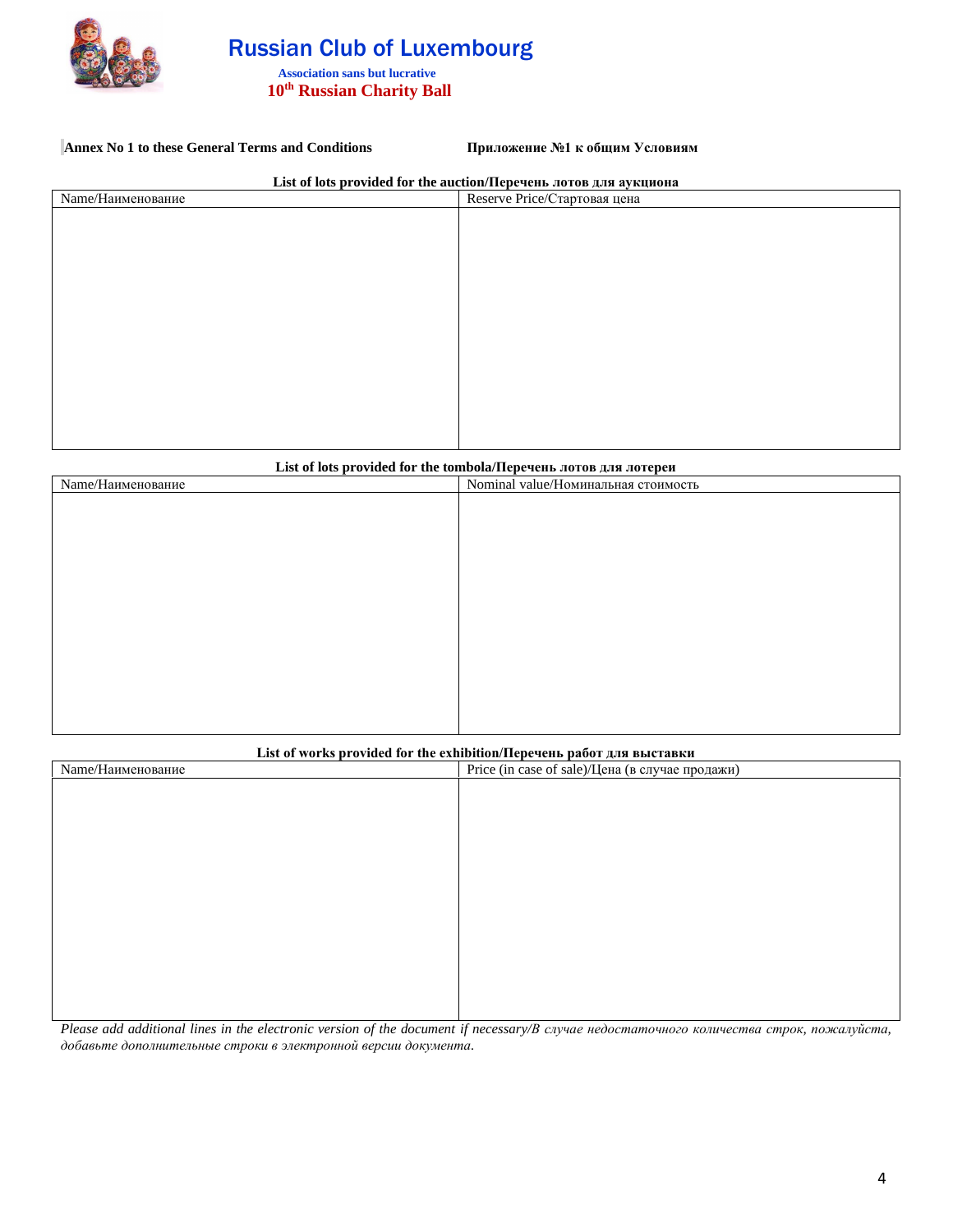# Russian Club of Luxembourg

**Association sans but lucrative**

**10th Russian Charity Ball**

**Annex No 1 to these General Terms and Conditions** **Приложение №1 к общим Условиям**

**List of lots provided for the auction/Перечень лотов для аукциона**

| Name/Наименование | Reserve Price/Стартовая цена |
|---|---|
| | |

**List of lots provided for the tombola/Перечень лотов для лотереи**

| Name/Наименование | Nominal value/Номинальная стоимость |
|---|---|
| | |

**List of works provided for the exhibition/Перечень работ для выставки**

| Name/Наименование | Price (in case of sale)/Цена (в случае продажи) |
|---|---|
| | |

*Please add additional lines in the electronic version of the document if necessary/В случае недостаточного количества строк, пожалуйста, добавьте дополнительные строки в электронной версии документа.*